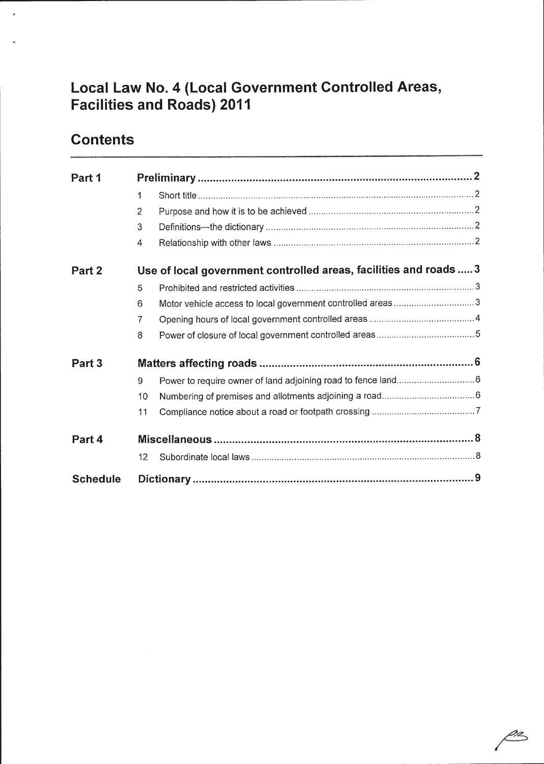# Local Law No. 4 (Local Government Controlled Areas, Facilities and Roads) 2011

## Contents

| | | Page |
|---|---|---|
| **Part 1** | **Preliminary** | **2** |
| | 1 Short title | 2 |
| | 2 Purpose and how it is to be achieved | 2 |
| | 3 Definitions—the dictionary | 2 |
| | 4 Relationship with other laws | 2 |
| **Part 2** | **Use of local government controlled areas, facilities and roads** | **3** |
| | 5 Prohibited and restricted activities | 3 |
| | 6 Motor vehicle access to local government controlled areas | 3 |
| | 7 Opening hours of local government controlled areas | 4 |
| | 8 Power of closure of local government controlled areas | 5 |
| **Part 3** | **Matters affecting roads** | **6** |
| | 9 Power to require owner of land adjoining road to fence land | 6 |
| | 10 Numbering of premises and allotments adjoining a road | 6 |
| | 11 Compliance notice about a road or footpath crossing | 7 |
| **Part 4** | **Miscellaneous** | **8** |
| | 12 Subordinate local laws | 8 |
| **Schedule** | **Dictionary** | **9** |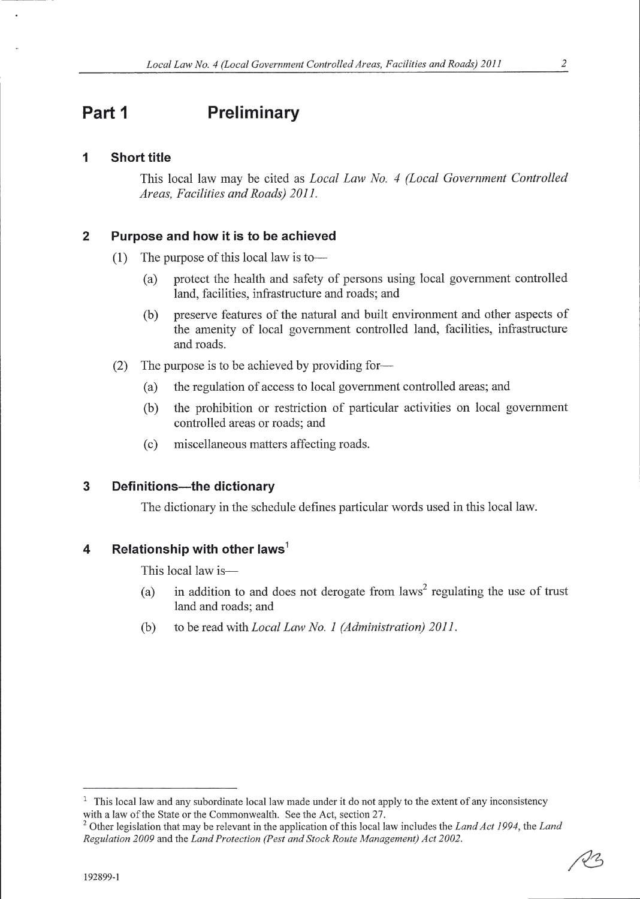# Part 1 Preliminary

## 1 Short title

This local law may be cited as *Local Law No. 4 (Local Government Controlled Areas, Facilities and Roads) 2011.*

## 2 Purpose and how it is to be achieved

(1) The purpose of this local law is to—

(a) protect the health and safety of persons using local government controlled land, facilities, infrastructure and roads; and

(b) preserve features of the natural and built environment and other aspects of the amenity of local government controlled land, facilities, infrastructure and roads.

(2) The purpose is to be achieved by providing for—

(a) the regulation of access to local government controlled areas; and

(b) the prohibition or restriction of particular activities on local government controlled areas or roads; and

(c) miscellaneous matters affecting roads.

## 3 Definitions—the dictionary

The dictionary in the schedule defines particular words used in this local law.

## 4 Relationship with other laws[1]

This local law is—

(a) in addition to and does not derogate from laws[2] regulating the use of trust land and roads; and

(b) to be read with *Local Law No. 1 (Administration) 2011.*

---

[1] This local law and any subordinate local law made under it do not apply to the extent of any inconsistency with a law of the State or the Commonwealth. See the Act, section 27.

[2] Other legislation that may be relevant in the application of this local law includes the *Land Act 1994*, the *Land Regulation 2009* and the *Land Protection (Pest and Stock Route Management) Act 2002.*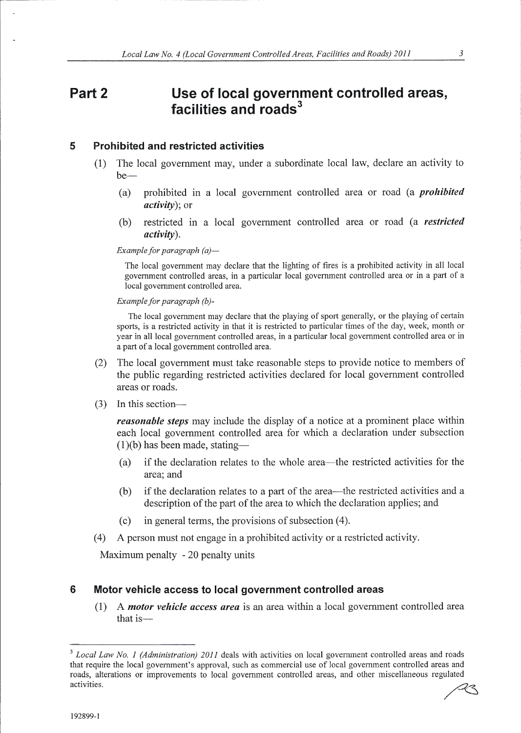# Part 2 Use of local government controlled areas, facilities and roads[3]

## 5 Prohibited and restricted activities

(1) The local government may, under a subordinate local law, declare an activity to be—

(a) prohibited in a local government controlled area or road (a ***prohibited activity***); or

(b) restricted in a local government controlled area or road (a ***restricted activity***).

*Example for paragraph (a)—*

The local government may declare that the lighting of fires is a prohibited activity in all local government controlled areas, in a particular local government controlled area or in a part of a local government controlled area.

*Example for paragraph (b)-*

The local government may declare that the playing of sport generally, or the playing of certain sports, is a restricted activity in that it is restricted to particular times of the day, week, month or year in all local government controlled areas, in a particular local government controlled area or in a part of a local government controlled area.

(2) The local government must take reasonable steps to provide notice to members of the public regarding restricted activities declared for local government controlled areas or roads.

(3) In this section—

***reasonable steps*** may include the display of a notice at a prominent place within each local government controlled area for which a declaration under subsection (1)(b) has been made, stating—

(a) if the declaration relates to the whole area—the restricted activities for the area; and

(b) if the declaration relates to a part of the area—the restricted activities and a description of the part of the area to which the declaration applies; and

(c) in general terms, the provisions of subsection (4).

(4) A person must not engage in a prohibited activity or a restricted activity.

Maximum penalty - 20 penalty units

## 6 Motor vehicle access to local government controlled areas

(1) A ***motor vehicle access area*** is an area within a local government controlled area that is—

---

[3] *Local Law No. 1 (Administration) 2011* deals with activities on local government controlled areas and roads that require the local government's approval, such as commercial use of local government controlled areas and roads, alterations or improvements to local government controlled areas, and other miscellaneous regulated activities.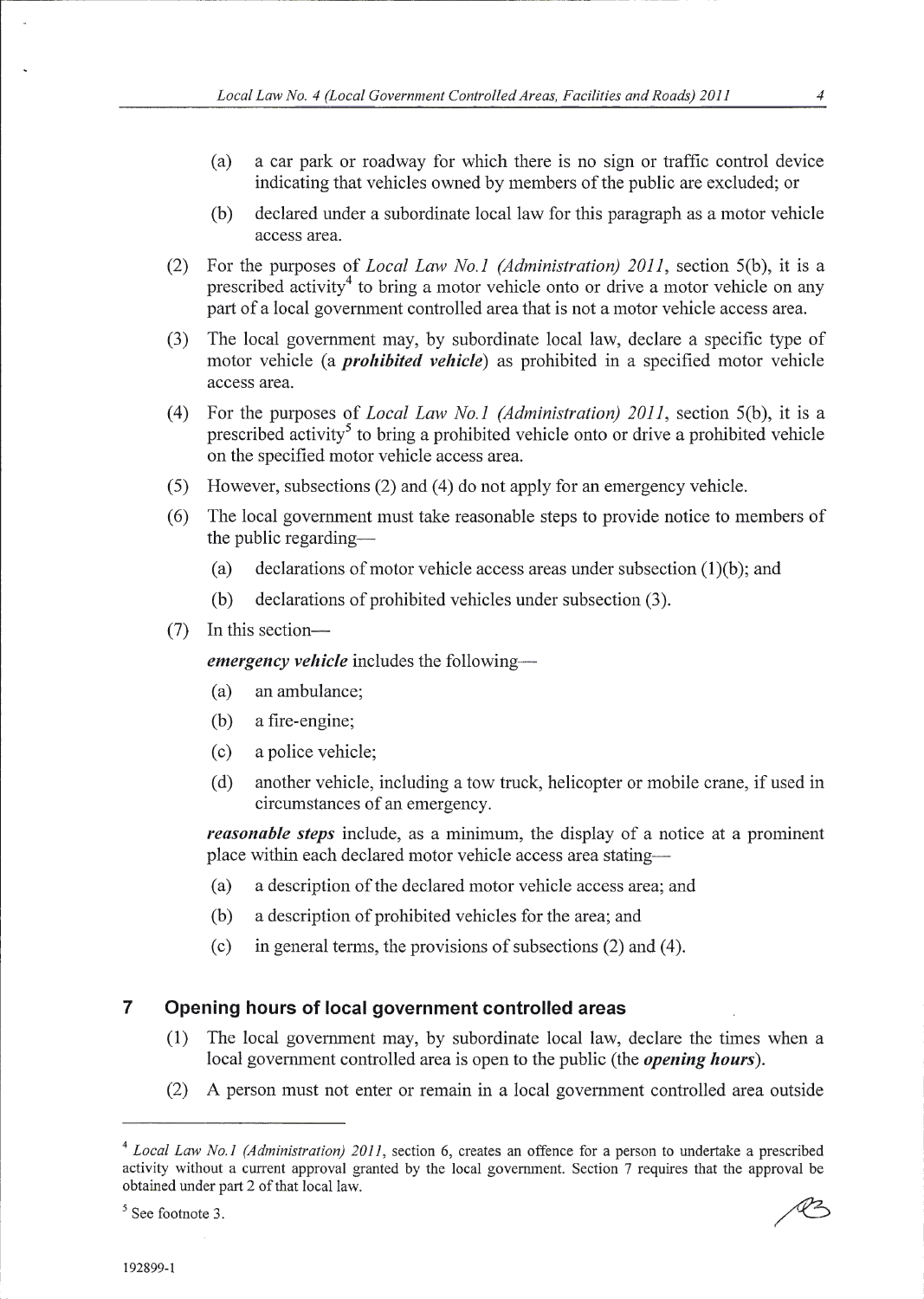(a) a car park or roadway for which there is no sign or traffic control device indicating that vehicles owned by members of the public are excluded; or

(b) declared under a subordinate local law for this paragraph as a motor vehicle access area.

(2) For the purposes of *Local Law No.1 (Administration) 2011*, section 5(b), it is a prescribed activity[4] to bring a motor vehicle onto or drive a motor vehicle on any part of a local government controlled area that is not a motor vehicle access area.

(3) The local government may, by subordinate local law, declare a specific type of motor vehicle (a ***prohibited vehicle***) as prohibited in a specified motor vehicle access area.

(4) For the purposes of *Local Law No.1 (Administration) 2011*, section 5(b), it is a prescribed activity[5] to bring a prohibited vehicle onto or drive a prohibited vehicle on the specified motor vehicle access area.

(5) However, subsections (2) and (4) do not apply for an emergency vehicle.

(6) The local government must take reasonable steps to provide notice to members of the public regarding—

(a) declarations of motor vehicle access areas under subsection (1)(b); and

(b) declarations of prohibited vehicles under subsection (3).

(7) In this section—

***emergency vehicle*** includes the following—

(a) an ambulance;

(b) a fire-engine;

(c) a police vehicle;

(d) another vehicle, including a tow truck, helicopter or mobile crane, if used in circumstances of an emergency.

***reasonable steps*** include, as a minimum, the display of a notice at a prominent place within each declared motor vehicle access area stating—

(a) a description of the declared motor vehicle access area; and

(b) a description of prohibited vehicles for the area; and

(c) in general terms, the provisions of subsections (2) and (4).

## 7 Opening hours of local government controlled areas

(1) The local government may, by subordinate local law, declare the times when a local government controlled area is open to the public (the ***opening hours***).

(2) A person must not enter or remain in a local government controlled area outside

---

[4] *Local Law No.1 (Administration) 2011*, section 6, creates an offence for a person to undertake a prescribed activity without a current approval granted by the local government. Section 7 requires that the approval be obtained under part 2 of that local law.

[5] See footnote 3.

192899-1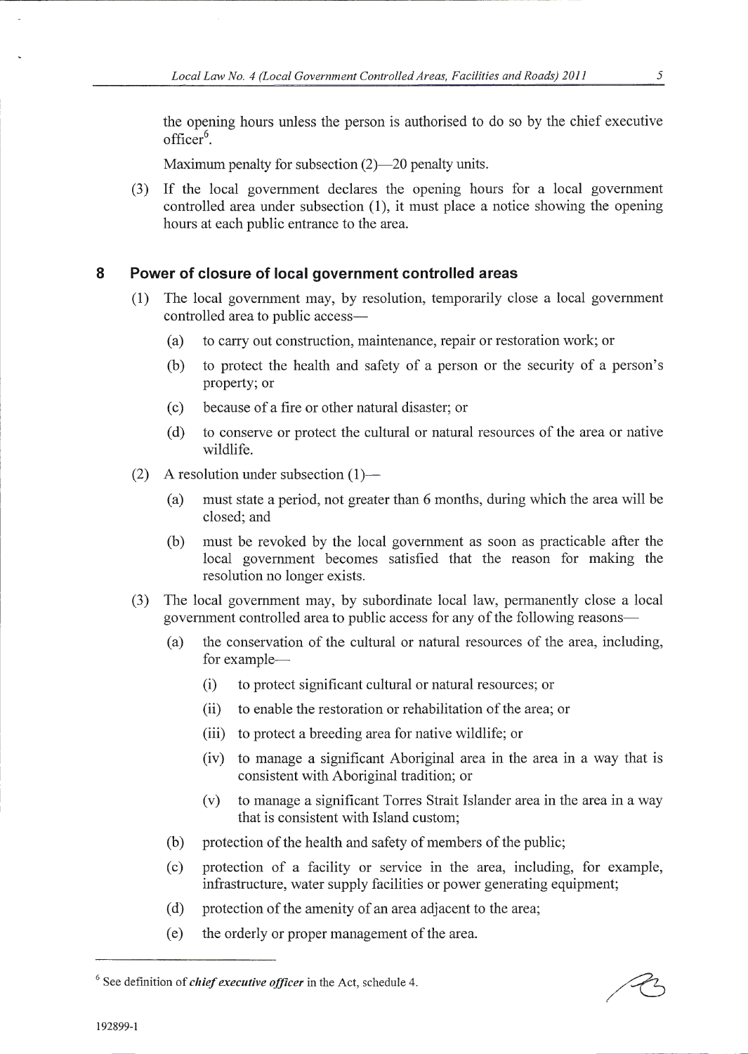the opening hours unless the person is authorised to do so by the chief executive officer[6].

Maximum penalty for subsection (2)—20 penalty units.

(3) If the local government declares the opening hours for a local government controlled area under subsection (1), it must place a notice showing the opening hours at each public entrance to the area.

## 8 Power of closure of local government controlled areas

(1) The local government may, by resolution, temporarily close a local government controlled area to public access—

(a) to carry out construction, maintenance, repair or restoration work; or

(b) to protect the health and safety of a person or the security of a person's property; or

(c) because of a fire or other natural disaster; or

(d) to conserve or protect the cultural or natural resources of the area or native wildlife.

(2) A resolution under subsection (1)—

(a) must state a period, not greater than 6 months, during which the area will be closed; and

(b) must be revoked by the local government as soon as practicable after the local government becomes satisfied that the reason for making the resolution no longer exists.

(3) The local government may, by subordinate local law, permanently close a local government controlled area to public access for any of the following reasons—

(a) the conservation of the cultural or natural resources of the area, including, for example—

(i) to protect significant cultural or natural resources; or

(ii) to enable the restoration or rehabilitation of the area; or

(iii) to protect a breeding area for native wildlife; or

(iv) to manage a significant Aboriginal area in the area in a way that is consistent with Aboriginal tradition; or

(v) to manage a significant Torres Strait Islander area in the area in a way that is consistent with Island custom;

(b) protection of the health and safety of members of the public;

(c) protection of a facility or service in the area, including, for example, infrastructure, water supply facilities or power generating equipment;

(d) protection of the amenity of an area adjacent to the area;

(e) the orderly or proper management of the area.

---

[6] See definition of ***chief executive officer*** in the Act, schedule 4.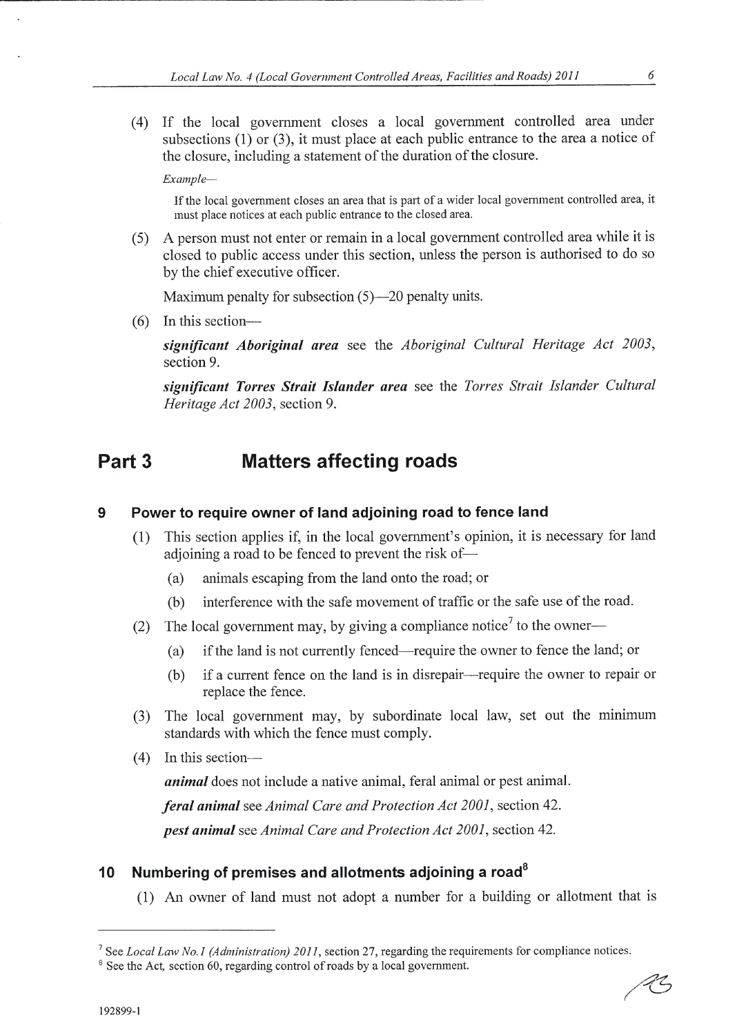(4) If the local government closes a local government controlled area under subsections (1) or (3), it must place at each public entrance to the area a notice of the closure, including a statement of the duration of the closure.

*Example—*

If the local government closes an area that is part of a wider local government controlled area, it must place notices at each public entrance to the closed area.

(5) A person must not enter or remain in a local government controlled area while it is closed to public access under this section, unless the person is authorised to do so by the chief executive officer.

Maximum penalty for subsection (5)—20 penalty units.

(6) In this section—

***significant Aboriginal area*** see the *Aboriginal Cultural Heritage Act 2003*, section 9.

***significant Torres Strait Islander area*** see the *Torres Strait Islander Cultural Heritage Act 2003*, section 9.

## Part 3 Matters affecting roads

### 9 Power to require owner of land adjoining road to fence land

(1) This section applies if, in the local government's opinion, it is necessary for land adjoining a road to be fenced to prevent the risk of—

(a) animals escaping from the land onto the road; or

(b) interference with the safe movement of traffic or the safe use of the road.

(2) The local government may, by giving a compliance notice[7] to the owner—

(a) if the land is not currently fenced—require the owner to fence the land; or

(b) if a current fence on the land is in disrepair—require the owner to repair or replace the fence.

(3) The local government may, by subordinate local law, set out the minimum standards with which the fence must comply.

(4) In this section—

***animal*** does not include a native animal, feral animal or pest animal.

***feral animal*** see *Animal Care and Protection Act 2001*, section 42.

***pest animal*** see *Animal Care and Protection Act 2001*, section 42.

### 10 Numbering of premises and allotments adjoining a road[8]

(1) An owner of land must not adopt a number for a building or allotment that is

---

[7] See *Local Law No.1 (Administration) 2011*, section 27, regarding the requirements for compliance notices.

[8] See the Act, section 60, regarding control of roads by a local government.

192899-1